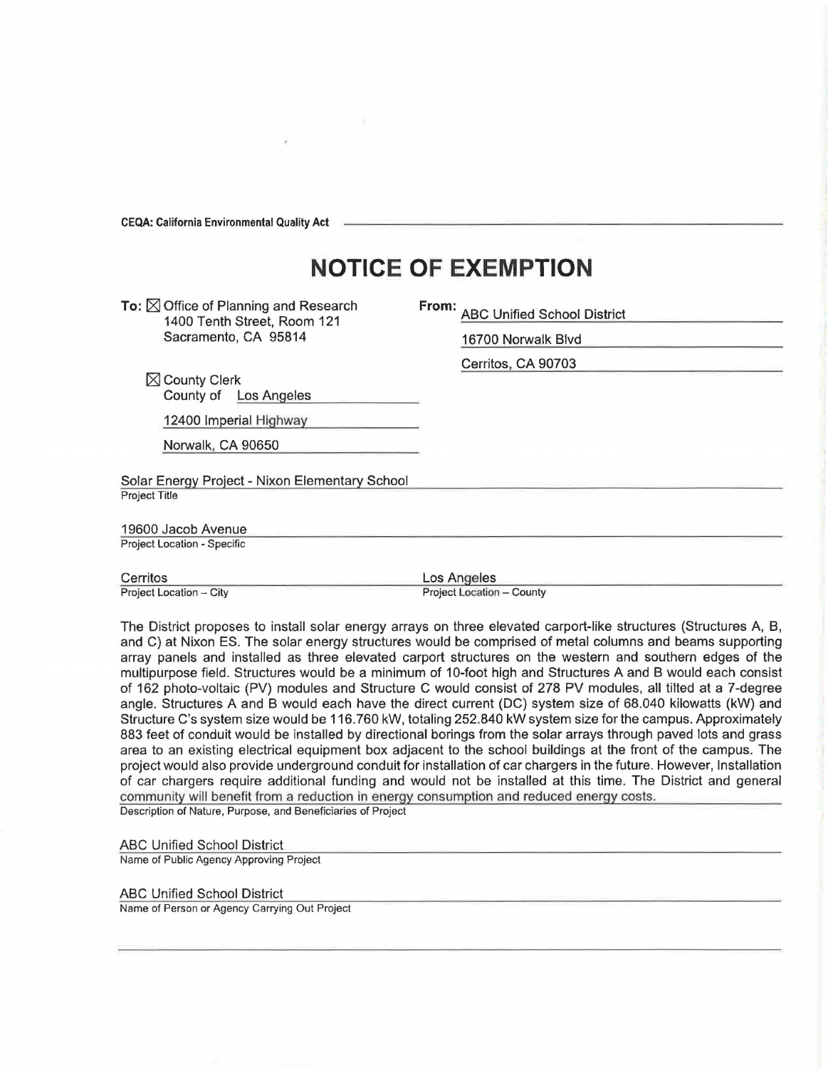**CEQA: California Environmental Quality Act**

# NOTICE OF EXEMPTION

**To:** ☒ Office of Planning and Research
1400 Tenth Street, Room 121
Sacramento, CA 95814

☒ County Clerk
County of Los Angeles
12400 Imperial Highway
Norwalk, CA 90650

**From:** ABC Unified School District
16700 Norwalk Blvd
Cerritos, CA 90703

Solar Energy Project - Nixon Elementary School
Project Title

19600 Jacob Avenue
Project Location - Specific

Cerritos
Project Location – City

Los Angeles
Project Location – County

The District proposes to install solar energy arrays on three elevated carport-like structures (Structures A, B, and C) at Nixon ES. The solar energy structures would be comprised of metal columns and beams supporting array panels and installed as three elevated carport structures on the western and southern edges of the multipurpose field. Structures would be a minimum of 10-foot high and Structures A and B would each consist of 162 photo-voltaic (PV) modules and Structure C would consist of 278 PV modules, all tilted at a 7-degree angle. Structures A and B would each have the direct current (DC) system size of 68.040 kilowatts (kW) and Structure C's system size would be 116.760 kW, totaling 252.840 kW system size for the campus. Approximately 883 feet of conduit would be installed by directional borings from the solar arrays through paved lots and grass area to an existing electrical equipment box adjacent to the school buildings at the front of the campus. The project would also provide underground conduit for installation of car chargers in the future. However, Installation of car chargers require additional funding and would not be installed at this time. The District and general community will benefit from a reduction in energy consumption and reduced energy costs.
Description of Nature, Purpose, and Beneficiaries of Project

ABC Unified School District
Name of Public Agency Approving Project

ABC Unified School District
Name of Person or Agency Carrying Out Project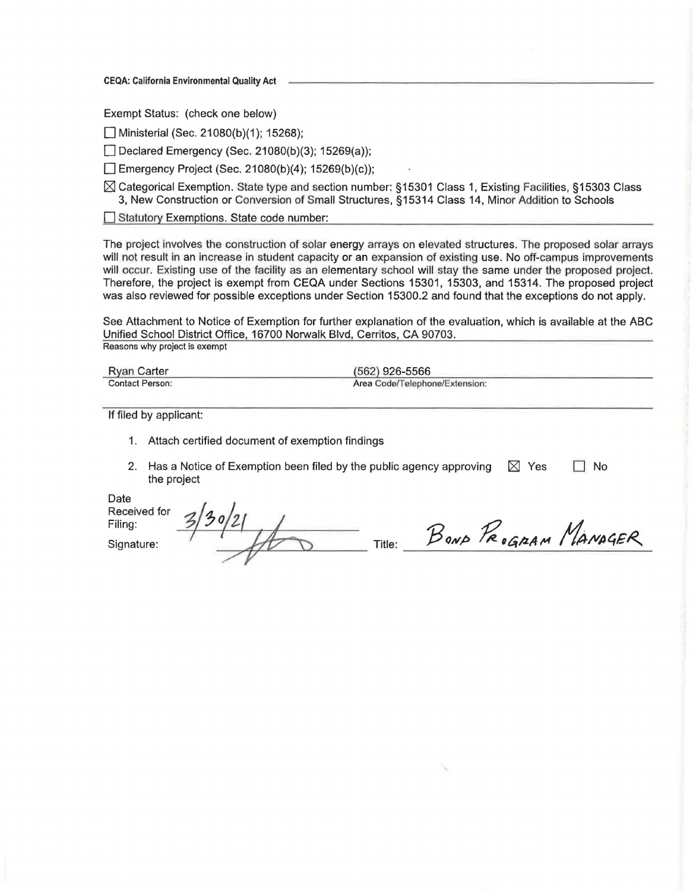**CEQA: California Environmental Quality Act**

Exempt Status: (check one below)

☐ Ministerial (Sec. 21080(b)(1); 15268);

☐ Declared Emergency (Sec. 21080(b)(3); 15269(a));

☐ Emergency Project (Sec. 21080(b)(4); 15269(b)(c));

☒ Categorical Exemption. State type and section number: §15301 Class 1, Existing Facilities, §15303 Class 3, New Construction or Conversion of Small Structures, §15314 Class 14, Minor Addition to Schools

☐ Statutory Exemptions. State code number:

The project involves the construction of solar energy arrays on elevated structures. The proposed solar arrays will not result in an increase in student capacity or an expansion of existing use. No off-campus improvements will occur. Existing use of the facility as an elementary school will stay the same under the proposed project. Therefore, the project is exempt from CEQA under Sections 15301, 15303, and 15314. The proposed project was also reviewed for possible exceptions under Section 15300.2 and found that the exceptions do not apply.

See Attachment to Notice of Exemption for further explanation of the evaluation, which is available at the ABC Unified School District Office, 16700 Norwalk Blvd, Cerritos, CA 90703.

Reasons why project is exempt

Ryan Carter
Contact Person:

(562) 926-5566
Area Code/Telephone/Extension:

If filed by applicant:

1. Attach certified document of exemption findings
2. Has a Notice of Exemption been filed by the public agency approving the project ☒ Yes ☐ No

Date Received for Filing: 3/30/21

Signature: [signature] Title: Bond Program Manager